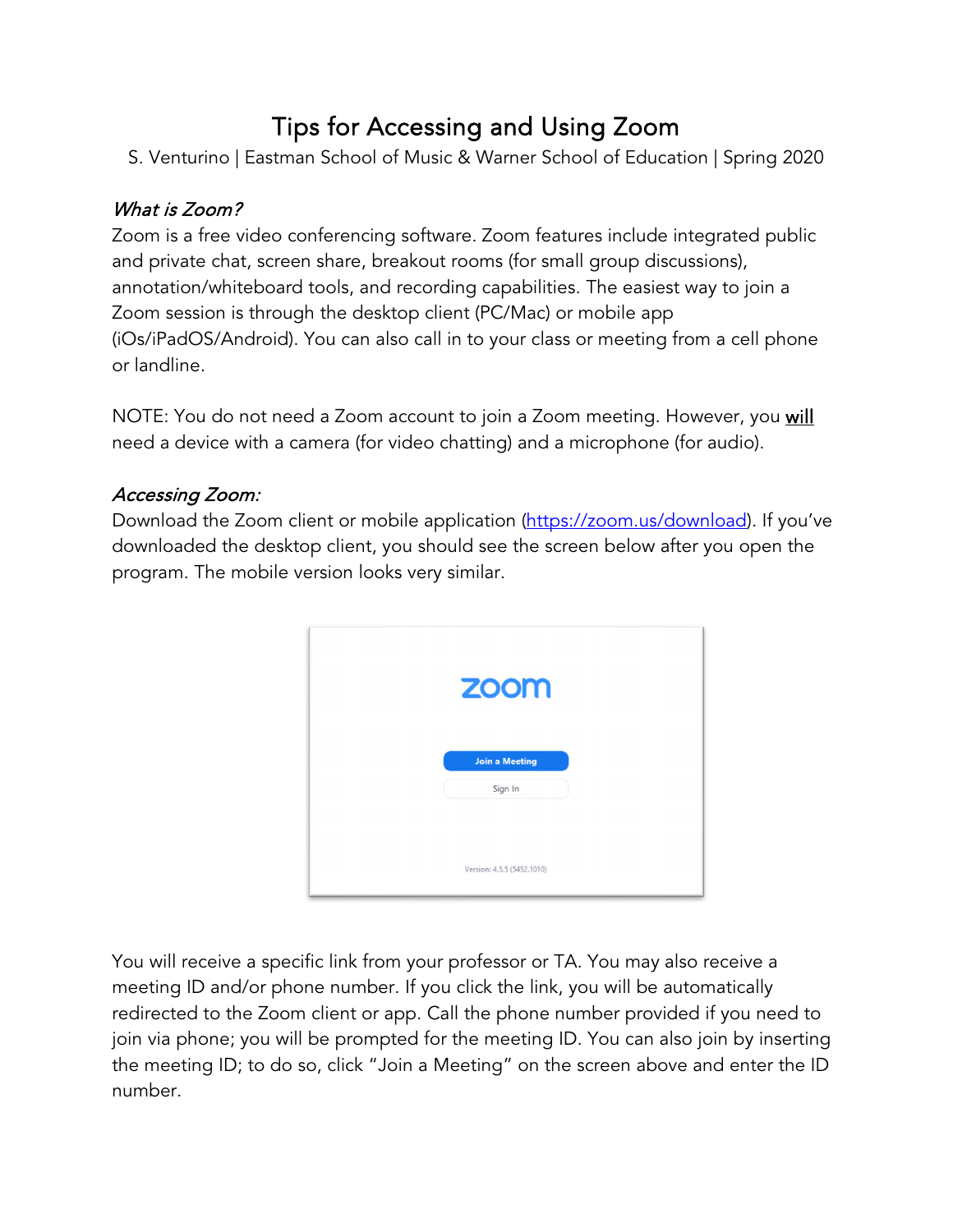# Tips for Accessing and Using Zoom

S. Venturino | Eastman School of Music & Warner School of Education | Spring 2020

### *What is Zoom?*

Zoom is a free video conferencing software. Zoom features include integrated public and private chat, screen share, breakout rooms (for small group discussions), annotation/whiteboard tools, and recording capabilities. The easiest way to join a Zoom session is through the desktop client (PC/Mac) or mobile app (iOs/iPadOS/Android). You can also call in to your class or meeting from a cell phone or landline.

NOTE: You do not need a Zoom account to join a Zoom meeting. However, you **will** need a device with a camera (for video chatting) and a microphone (for audio).

### *Accessing Zoom:*

Download the Zoom client or mobile application (https://zoom.us/download). If you've downloaded the desktop client, you should see the screen below after you open the program. The mobile version looks very similar.

You will receive a specific link from your professor or TA. You may also receive a meeting ID and/or phone number. If you click the link, you will be automatically redirected to the Zoom client or app. Call the phone number provided if you need to join via phone; you will be prompted for the meeting ID. You can also join by inserting the meeting ID; to do so, click "Join a Meeting" on the screen above and enter the ID number.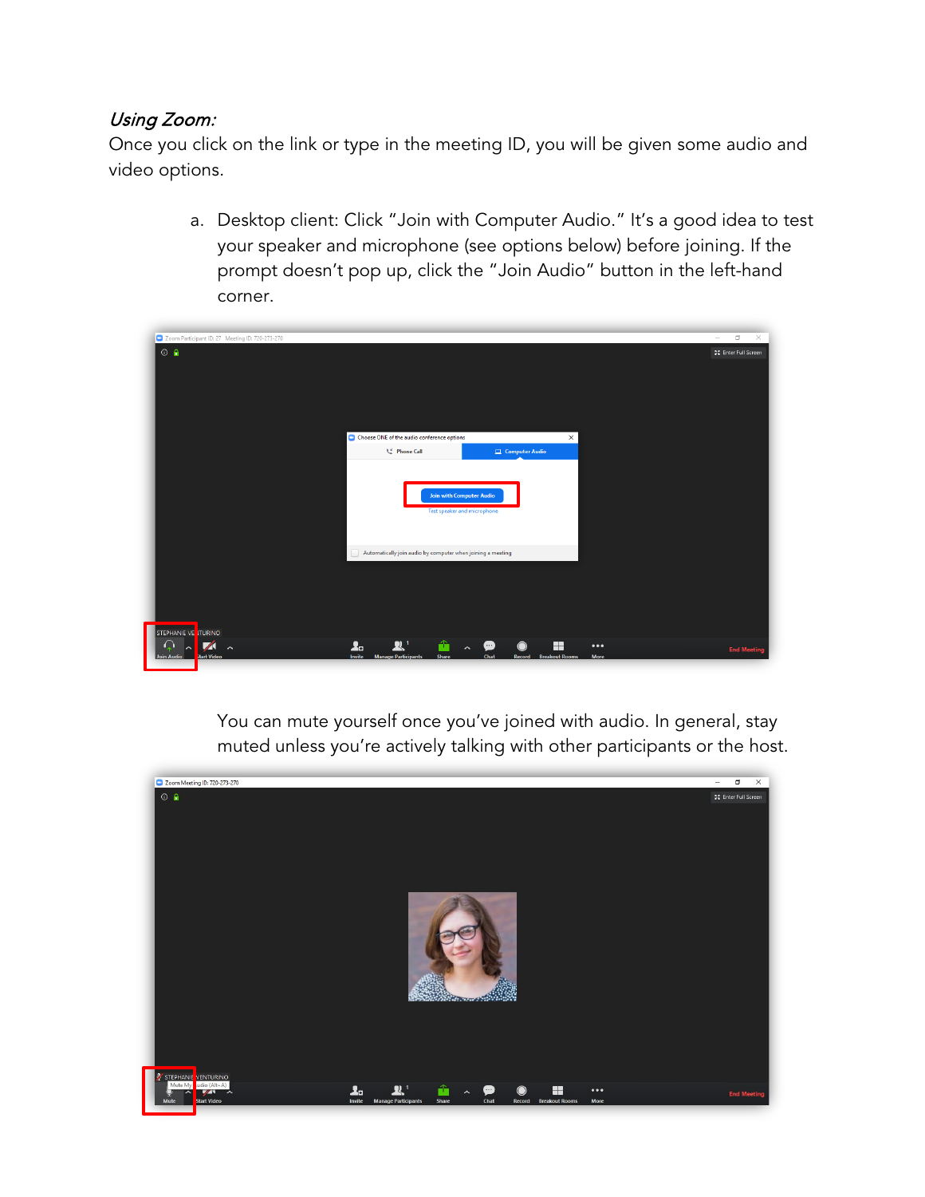*Using Zoom:*

Once you click on the link or type in the meeting ID, you will be given some audio and video options.

a. Desktop client: Click “Join with Computer Audio.” It’s a good idea to test your speaker and microphone (see options below) before joining. If the prompt doesn’t pop up, click the “Join Audio” button in the left-hand corner.

You can mute yourself once you’ve joined with audio. In general, stay muted unless you’re actively talking with other participants or the host.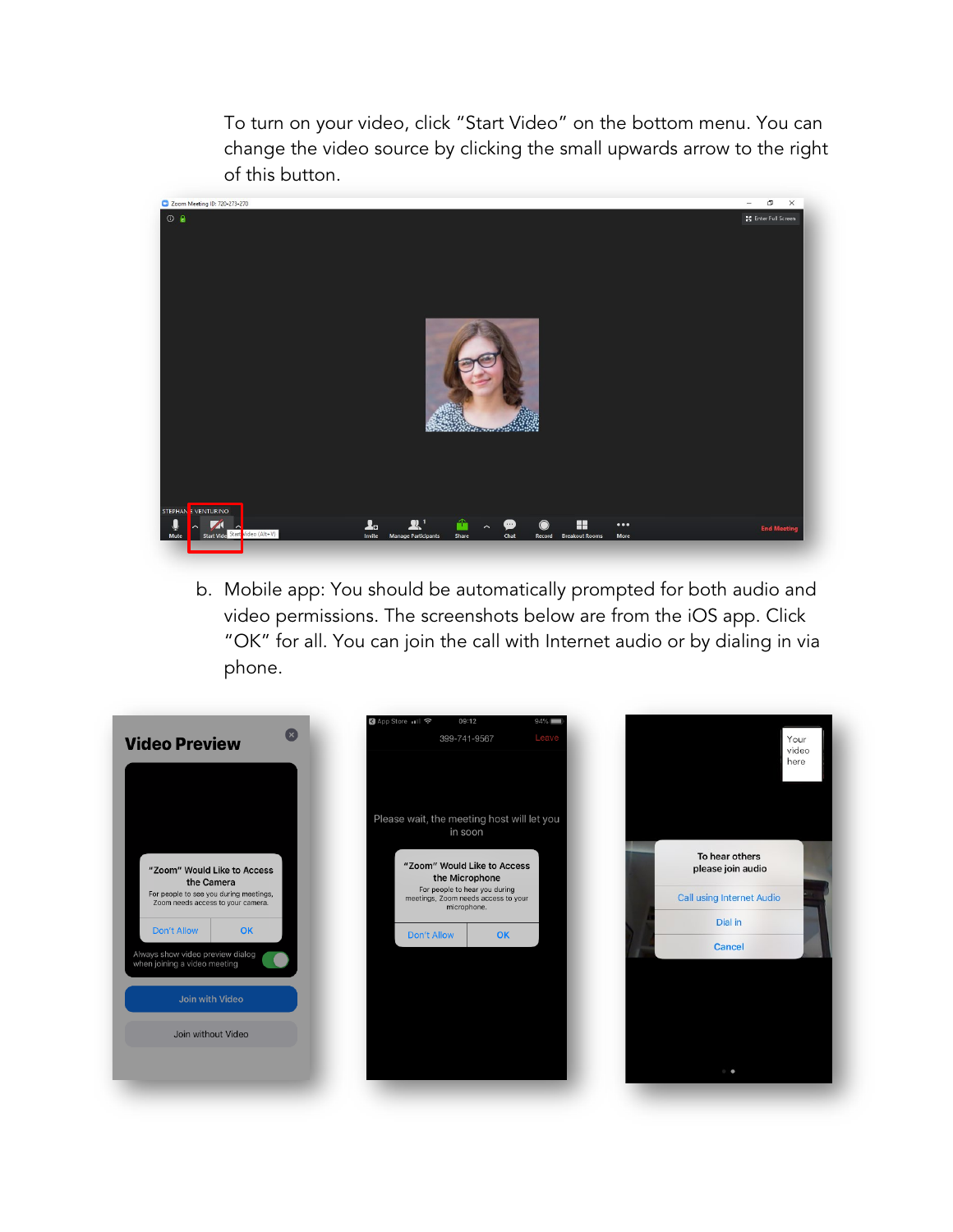To turn on your video, click “Start Video” on the bottom menu. You can change the video source by clicking the small upwards arrow to the right of this button.

b. Mobile app: You should be automatically prompted for both audio and video permissions. The screenshots below are from the iOS app. Click “OK” for all. You can join the call with Internet audio or by dialing in via phone.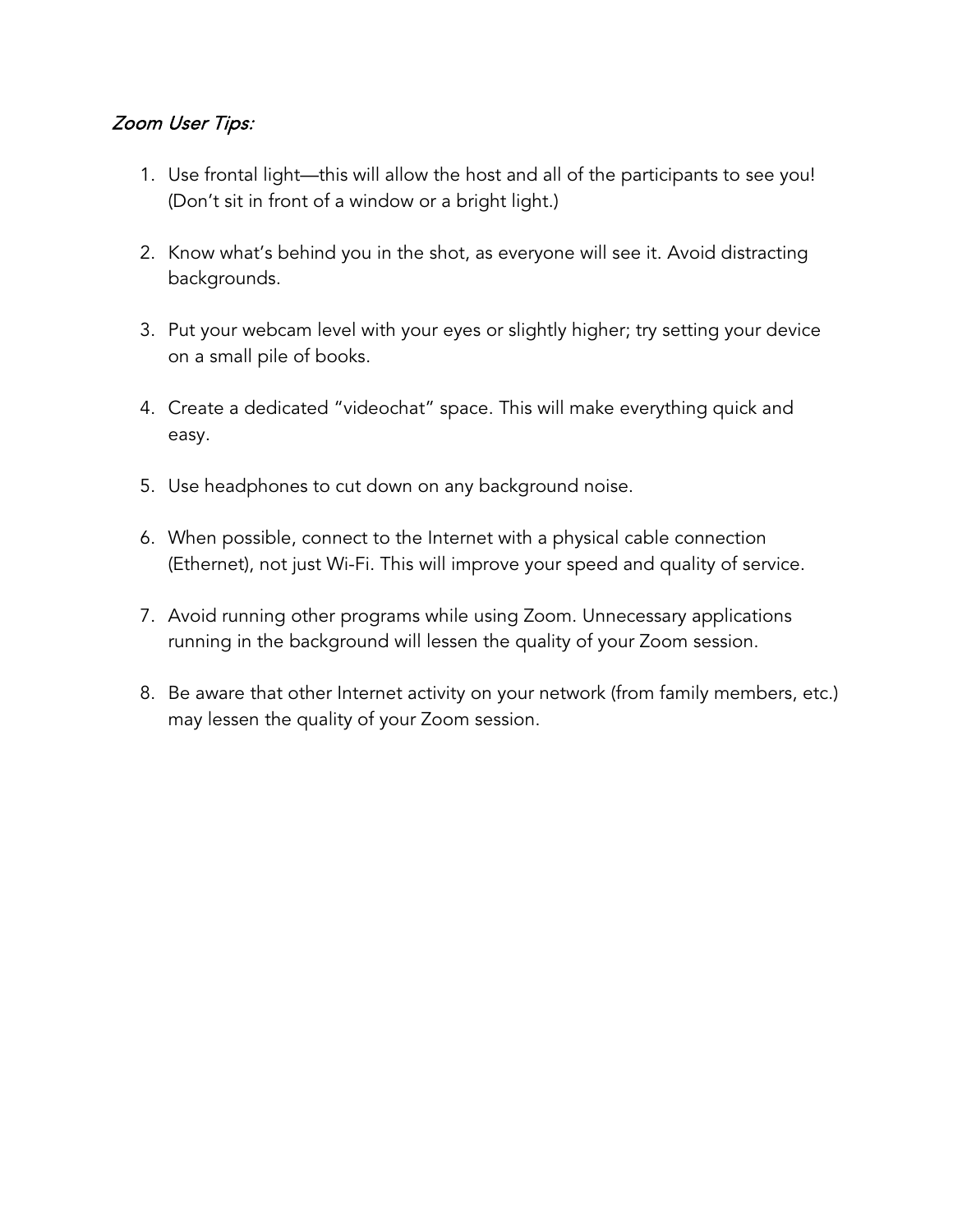*Zoom User Tips:*

1. Use frontal light—this will allow the host and all of the participants to see you! (Don't sit in front of a window or a bright light.)

2. Know what's behind you in the shot, as everyone will see it. Avoid distracting backgrounds.

3. Put your webcam level with your eyes or slightly higher; try setting your device on a small pile of books.

4. Create a dedicated "videochat" space. This will make everything quick and easy.

5. Use headphones to cut down on any background noise.

6. When possible, connect to the Internet with a physical cable connection (Ethernet), not just Wi-Fi. This will improve your speed and quality of service.

7. Avoid running other programs while using Zoom. Unnecessary applications running in the background will lessen the quality of your Zoom session.

8. Be aware that other Internet activity on your network (from family members, etc.) may lessen the quality of your Zoom session.